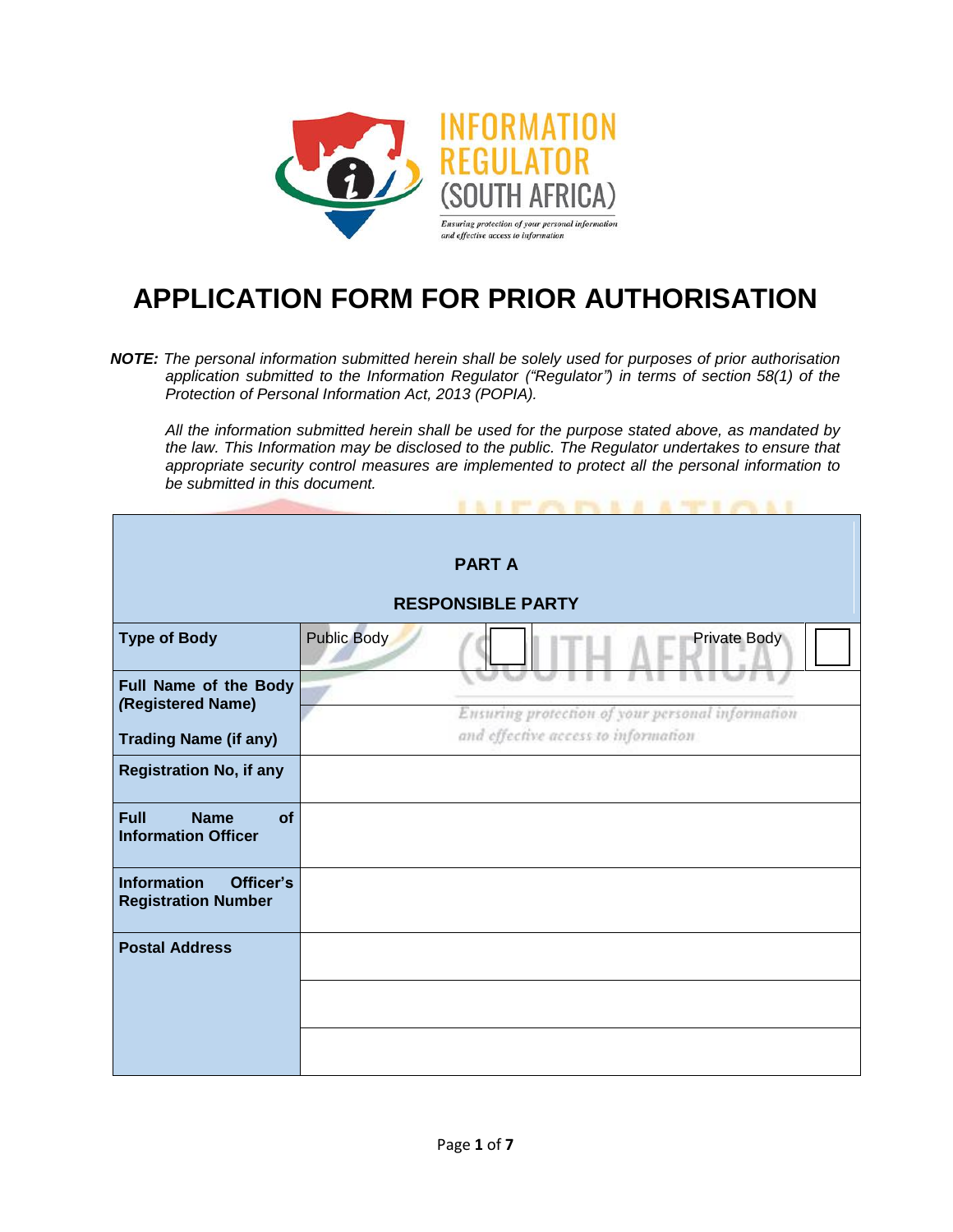# APPLICATION FORM FOR PRIOR AUTHORISATION

***NOTE:*** *The personal information submitted herein shall be solely used for purposes of prior authorisation application submitted to the Information Regulator ("Regulator") in terms of section 58(1) of the Protection of Personal Information Act, 2013 (POPIA).*

*All the information submitted herein shall be used for the purpose stated above, as mandated by the law. This Information may be disclosed to the public. The Regulator undertakes to ensure that appropriate security control measures are implemented to protect all the personal information to be submitted in this document.*

| PART A<br>RESPONSIBLE PARTY | | | | |
|---|---|---|---|---|
| **Type of Body** | Public Body | ☐ | Private Body | ☐ |
| **Full Name of the Body (Registered Name)** | | | | |
| **Trading Name (if any)** | | | | |
| **Registration No, if any** | | | | |
| **Full Name of Information Officer** | | | | |
| **Information Officer's Registration Number** | | | | |
| **Postal Address** | | | | |
| | | | | |
| | | | | |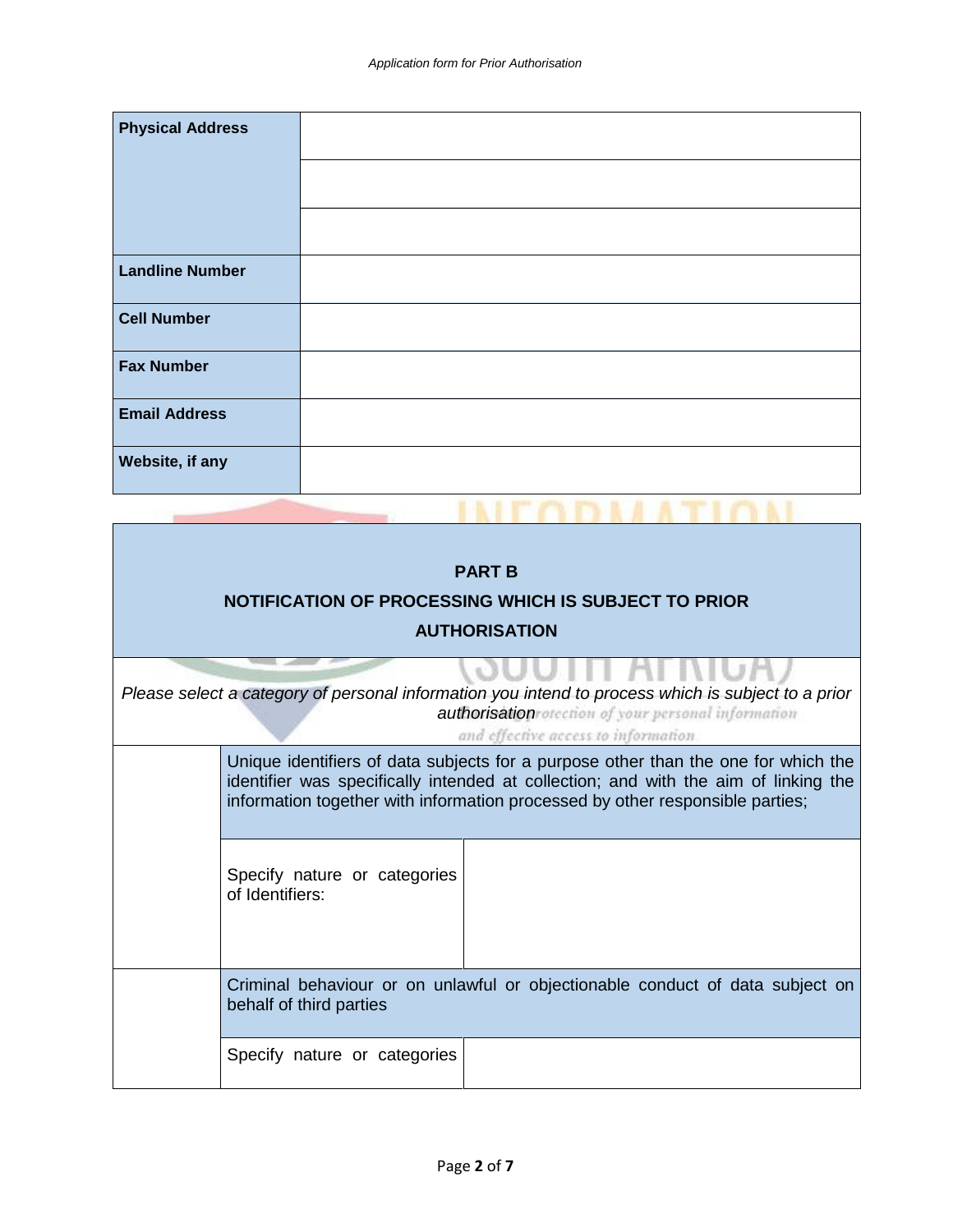| Physical Address | |
|---|---|
| | |
| | |
| Landline Number | |
| Cell Number | |
| Fax Number | |
| Email Address | |
| Website, if any | |

## PART B

## NOTIFICATION OF PROCESSING WHICH IS SUBJECT TO PRIOR AUTHORISATION

*Please select a category of personal information you intend to process which is subject to a prior authorisation*

| | | |
|---|---|---|
| | Unique identifiers of data subjects for a purpose other than the one for which the identifier was specifically intended at collection; and with the aim of linking the information together with information processed by other responsible parties; | |
| | Specify nature or categories of Identifiers: | |
| | Criminal behaviour or on unlawful or objectionable conduct of data subject on behalf of third parties | |
| | Specify nature or categories | |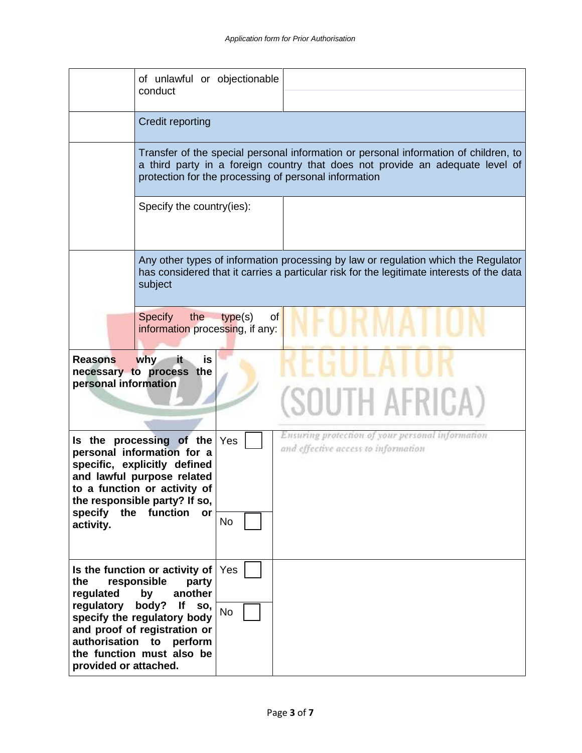| | | |
|---|---|---|
| | of unlawful or objectionable conduct | |
| | Credit reporting | |
| | Transfer of the special personal information or personal information of children, to a third party in a foreign country that does not provide an adequate level of protection for the processing of personal information | |
| | Specify the country(ies): | |
| | Any other types of information processing by law or regulation which the Regulator has considered that it carries a particular risk for the legitimate interests of the data subject | |
| | Specify the type(s) of information processing, if any: | |

| | | |
|---|---|---|
| **Reasons why it is necessary to process the personal information** | | |
| **Is the processing of the personal information for a specific, explicitly defined and lawful purpose related to a function or activity of the responsible party? If so, specify the function or activity.** | Yes ☐<br>No ☐ | |
| **Is the function or activity of the responsible party regulated by another regulatory body? If so, specify the regulatory body and proof of registration or authorisation to perform the function must also be provided or attached.** | Yes ☐<br>No ☐ | |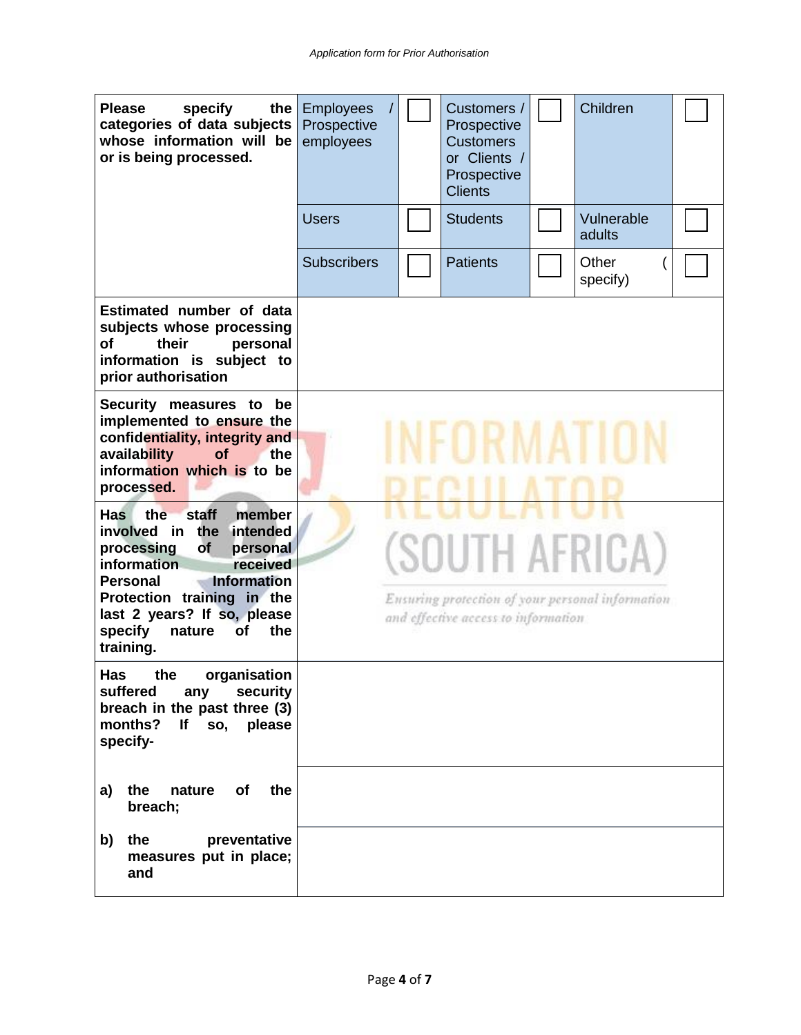| | | | | | | |
|---|---|---|---|---|---|---|
| **Please specify the categories of data subjects whose information will be or is being processed.** | Employees / Prospective employees | ☐ | Customers / Prospective Customers or Clients / Prospective Clients | ☐ | Children | ☐ |
| | Users | ☐ | Students | ☐ | Vulnerable adults | ☐ |
| | Subscribers | ☐ | Patients | ☐ | Other ( specify) | ☐ |
| **Estimated number of data subjects whose processing of their personal information is subject to prior authorisation** | | | | | | |
| **Security measures to be implemented to ensure the confidentiality, integrity and availability of the information which is to be processed.** | | | | | | |
| **Has the staff member involved in the intended processing of personal information received Personal Information Protection training in the last 2 years? If so, please specify nature of the training.** | | | | | | |
| **Has the organisation suffered any security breach in the past three (3) months? If so, please specify-** | | | | | | |
| **a) the nature of the breach;** | | | | | | |
| **b) the preventative measures put in place; and** | | | | | | |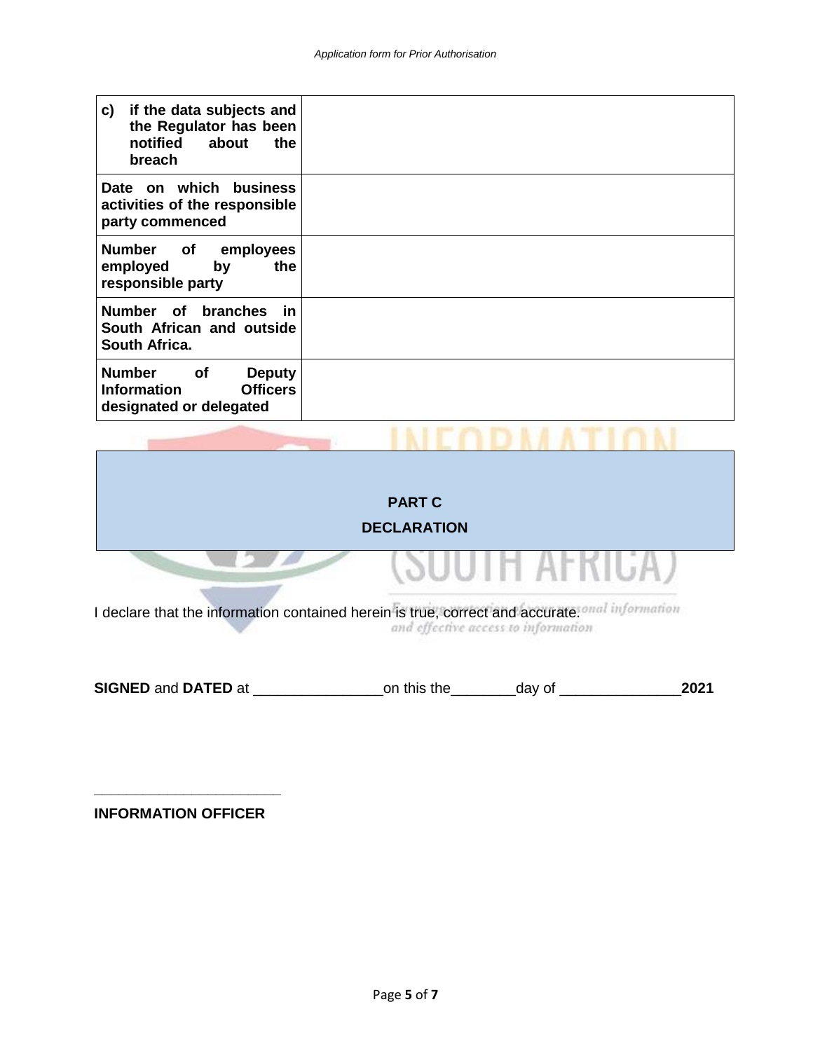| | |
|---|---|
| **c) if the data subjects and the Regulator has been notified about the breach** | |
| **Date on which business activities of the responsible party commenced** | |
| **Number of employees employed by the responsible party** | |
| **Number of branches in South African and outside South Africa.** | |
| **Number of Deputy Information Officers designated or delegated** | |

## PART C
## DECLARATION

I declare that the information contained herein is true, correct and accurate.

**SIGNED** and **DATED** at ________________on this the________day of _______________**2021**

_________________________

**INFORMATION OFFICER**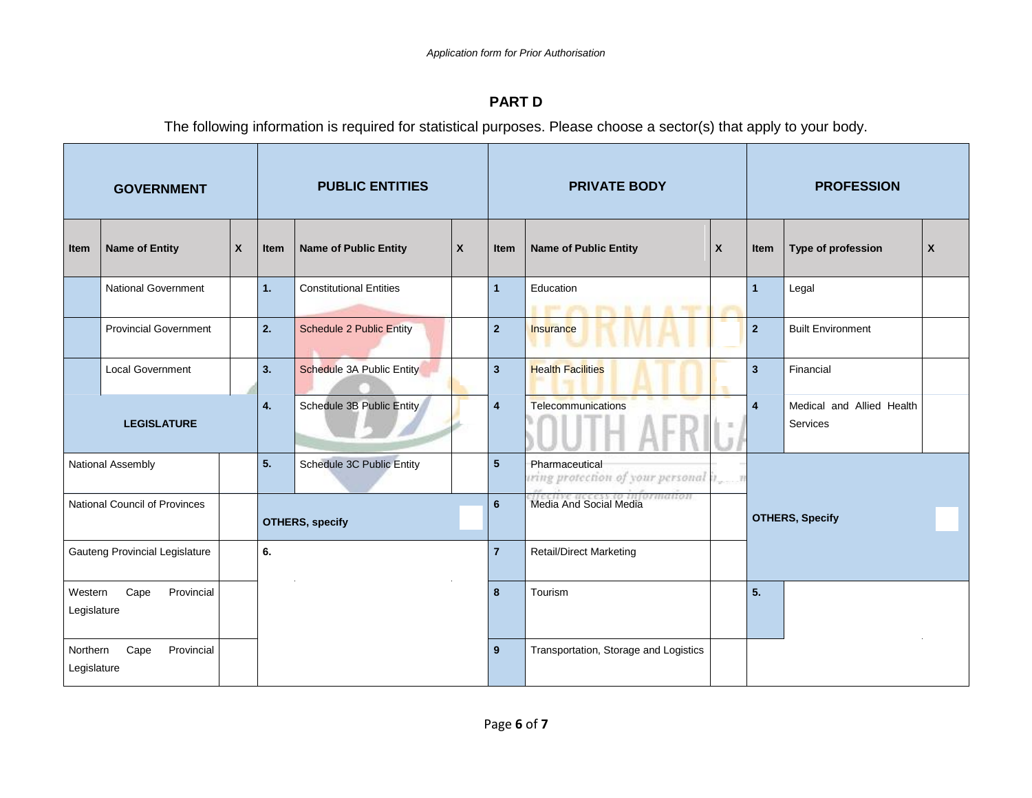## PART D

The following information is required for statistical purposes. Please choose a sector(s) that apply to your body.

| GOVERNMENT | | | PUBLIC ENTITIES | | | PRIVATE BODY | | | PROFESSION | | |
|---|---|---|---|---|---|---|---|---|---|---|---|
| **Item** | **Name of Entity** | **X** | **Item** | **Name of Public Entity** | **X** | **Item** | **Name of Public Entity** | **X** | **Item** | **Type of profession** | **X** |
| | National Government | | **1.** | Constitutional Entities | | **1** | Education | | **1** | Legal | |
| | Provincial Government | | **2.** | Schedule 2 Public Entity | | **2** | Insurance | | **2** | Built Environment | |
| | Local Government | | **3.** | Schedule 3A Public Entity | | **3** | Health Facilities | | **3** | Financial | |
| **LEGISLATURE** | | | **4.** | Schedule 3B Public Entity | | **4** | Telecommunications | | **4** | Medical and Allied Health Services | |
| National Assembly | | | **5.** | Schedule 3C Public Entity | | **5** | Pharmaceutical | | **OTHERS, Specify** | | |
| National Council of Provinces | | | **OTHERS, specify** | | | **6** | Media And Social Media | | | | |
| Gauteng Provincial Legislature | | | **6.** | | | **7** | Retail/Direct Marketing | | | | |
| Western Cape Provincial Legislature | | | | | | **8** | Tourism | | **5.** | | |
| Northern Cape Provincial Legislature | | | | | | **9** | Transportation, Storage and Logistics | | | | |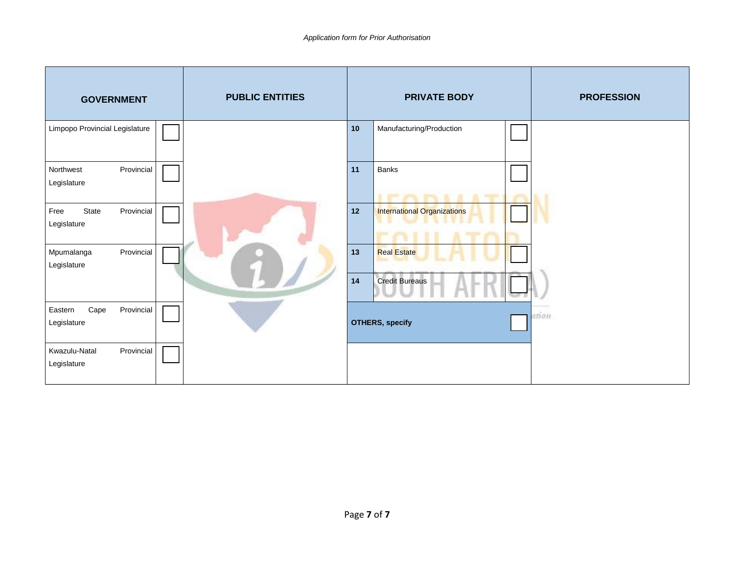| GOVERNMENT | | PUBLIC ENTITIES | PRIVATE BODY | | | PROFESSION |
|---|---|---|---|---|---|---|
| Limpopo Provincial Legislature | ☐ | | 10 | Manufacturing/Production | ☐ | |
| Northwest Provincial Legislature | ☐ | | 11 | Banks | ☐ | |
| Free State Provincial Legislature | ☐ | | 12 | International Organizations | ☐ | |
| Mpumalanga Provincial Legislature | ☐ | | 13 | Real Estate | ☐ | |
| | | | 14 | Credit Bureaus | ☐ | |
| Eastern Cape Provincial Legislature | ☐ | | **OTHERS, specify** | | ☐ | |
| Kwazulu-Natal Provincial Legislature | ☐ | | | | | |